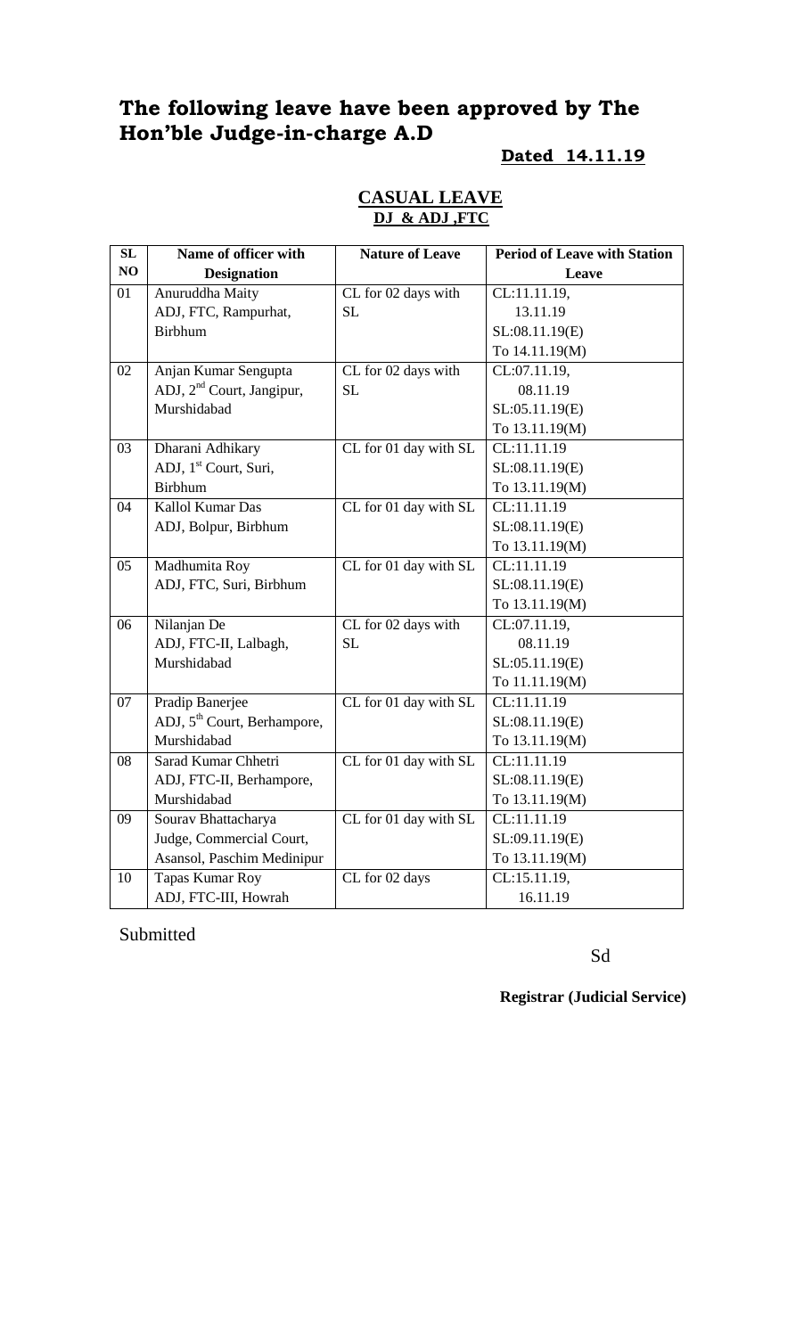# The following leave have been approved by The Hon'ble Judge-in-charge A.D

**Dated 14.11.19**

## CASUAL LEAVE
### DJ & ADJ ,FTC

| SL NO | Name of officer with Designation | Nature of Leave | Period of Leave with Station Leave |
|---|---|---|---|
| 01 | Anuruddha Maity<br>ADJ, FTC, Rampurhat, Birbhum | CL for 02 days with SL | CL:11.11.19,<br>13.11.19<br>SL:08.11.19(E)<br>To 14.11.19(M) |
| 02 | Anjan Kumar Sengupta<br>ADJ, 2nd Court, Jangipur, Murshidabad | CL for 02 days with SL | CL:07.11.19,<br>08.11.19<br>SL:05.11.19(E)<br>To 13.11.19(M) |
| 03 | Dharani Adhikary<br>ADJ, 1st Court, Suri, Birbhum | CL for 01 day with SL | CL:11.11.19<br>SL:08.11.19(E)<br>To 13.11.19(M) |
| 04 | Kallol Kumar Das<br>ADJ, Bolpur, Birbhum | CL for 01 day with SL | CL:11.11.19<br>SL:08.11.19(E)<br>To 13.11.19(M) |
| 05 | Madhumita Roy<br>ADJ, FTC, Suri, Birbhum | CL for 01 day with SL | CL:11.11.19<br>SL:08.11.19(E)<br>To 13.11.19(M) |
| 06 | Nilanjan De<br>ADJ, FTC-II, Lalbagh, Murshidabad | CL for 02 days with SL | CL:07.11.19,<br>08.11.19<br>SL:05.11.19(E)<br>To 11.11.19(M) |
| 07 | Pradip Banerjee<br>ADJ, 5th Court, Berhampore, Murshidabad | CL for 01 day with SL | CL:11.11.19<br>SL:08.11.19(E)<br>To 13.11.19(M) |
| 08 | Sarad Kumar Chhetri<br>ADJ, FTC-II, Berhampore, Murshidabad | CL for 01 day with SL | CL:11.11.19<br>SL:08.11.19(E)<br>To 13.11.19(M) |
| 09 | Sourav Bhattacharya<br>Judge, Commercial Court, Asansol, Paschim Medinipur | CL for 01 day with SL | CL:11.11.19<br>SL:09.11.19(E)<br>To 13.11.19(M) |
| 10 | Tapas Kumar Roy<br>ADJ, FTC-III, Howrah | CL for 02 days | CL:15.11.19,<br>16.11.19 |

Submitted

Sd

**Registrar (Judicial Service)**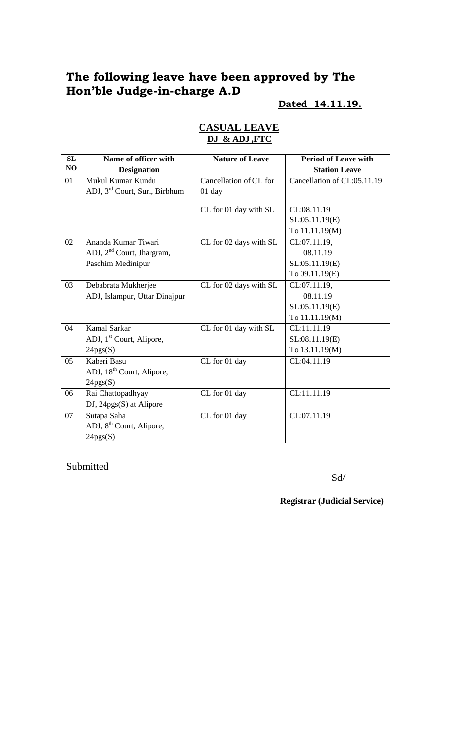# The following leave have been approved by The Hon'ble Judge-in-charge A.D

**Dated 14.11.19.**

## CASUAL LEAVE

**DJ & ADJ ,FTC**

| SL NO | Name of officer with Designation | Nature of Leave | Period of Leave with Station Leave |
|---|---|---|---|
| 01 | Mukul Kumar Kundu<br>ADJ, 3rd Court, Suri, Birbhum | Cancellation of CL for 01 day | Cancellation of CL:05.11.19 |
| | | CL for 01 day with SL | CL:08.11.19<br>SL:05.11.19(E)<br>To 11.11.19(M) |
| 02 | Ananda Kumar Tiwari<br>ADJ, 2nd Court, Jhargram, Paschim Medinipur | CL for 02 days with SL | CL:07.11.19,<br>08.11.19<br>SL:05.11.19(E)<br>To 09.11.19(E) |
| 03 | Debabrata Mukherjee<br>ADJ, Islampur, Uttar Dinajpur | CL for 02 days with SL | CL:07.11.19,<br>08.11.19<br>SL:05.11.19(E)<br>To 11.11.19(M) |
| 04 | Kamal Sarkar<br>ADJ, 1st Court, Alipore, 24pgs(S) | CL for 01 day with SL | CL:11.11.19<br>SL:08.11.19(E)<br>To 13.11.19(M) |
| 05 | Kaberi Basu<br>ADJ, 18th Court, Alipore, 24pgs(S) | CL for 01 day | CL:04.11.19 |
| 06 | Rai Chattopadhyay<br>DJ, 24pgs(S) at Alipore | CL for 01 day | CL:11.11.19 |
| 07 | Sutapa Saha<br>ADJ, 8th Court, Alipore, 24pgs(S) | CL for 01 day | CL:07.11.19 |

Submitted

Sd/

**Registrar (Judicial Service)**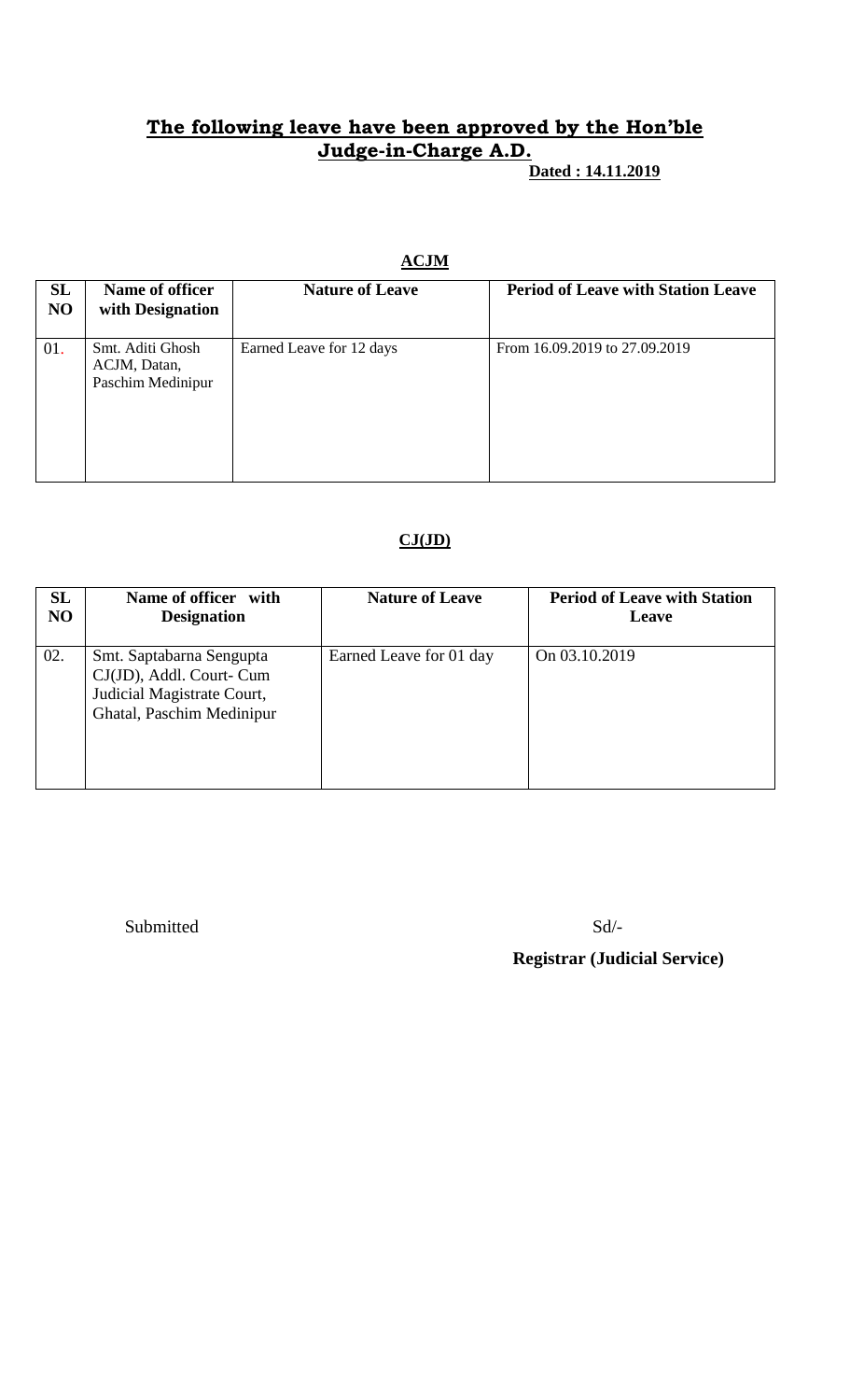# The following leave have been approved by the Hon'ble Judge-in-Charge A.D.

**Dated : 14.11.2019**

**ACJM**

| SL NO | Name of officer with Designation | Nature of Leave | Period of Leave with Station Leave |
|---|---|---|---|
| 01. | Smt. Aditi Ghosh ACJM, Datan, Paschim Medinipur | Earned Leave for 12 days | From 16.09.2019 to 27.09.2019 |

**CJ(JD)**

| SL NO | Name of officer with Designation | Nature of Leave | Period of Leave with Station Leave |
|---|---|---|---|
| 02. | Smt. Saptabarna Sengupta CJ(JD), Addl. Court- Cum Judicial Magistrate Court, Ghatal, Paschim Medinipur | Earned Leave for 01 day | On 03.10.2019 |

Submitted

Sd/-

**Registrar (Judicial Service)**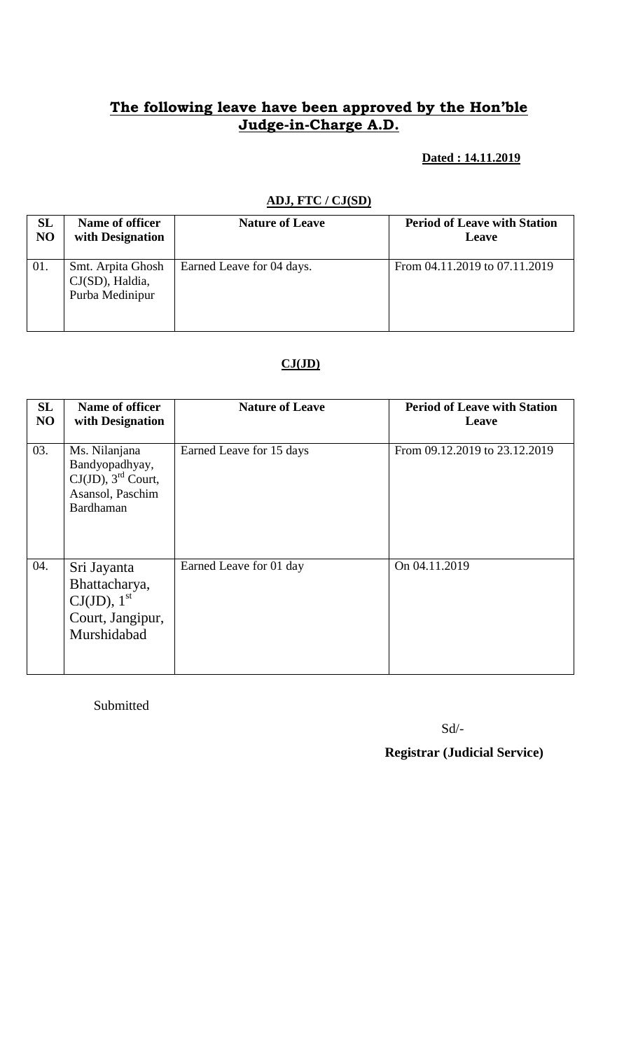## **The following leave have been approved by the Hon'ble Judge-in-Charge A.D.**

**Dated : 14.11.2019**

### **ADJ, FTC / CJ(SD)**

| SL NO | Name of officer with Designation | Nature of Leave | Period of Leave with Station Leave |
|---|---|---|---|
| 01. | Smt. Arpita Ghosh CJ(SD), Haldia, Purba Medinipur | Earned Leave for 04 days. | From 04.11.2019 to 07.11.2019 |

### **CJ(JD)**

| SL NO | Name of officer with Designation | Nature of Leave | Period of Leave with Station Leave |
|---|---|---|---|
| 03. | Ms. Nilanjana Bandyopadhyay, CJ(JD), 3rd Court, Asansol, Paschim Bardhaman | Earned Leave for 15 days | From 09.12.2019 to 23.12.2019 |
| 04. | Sri Jayanta Bhattacharya, CJ(JD), 1st Court, Jangipur, Murshidabad | Earned Leave for 01 day | On 04.11.2019 |

Submitted

Sd/-

**Registrar (Judicial Service)**